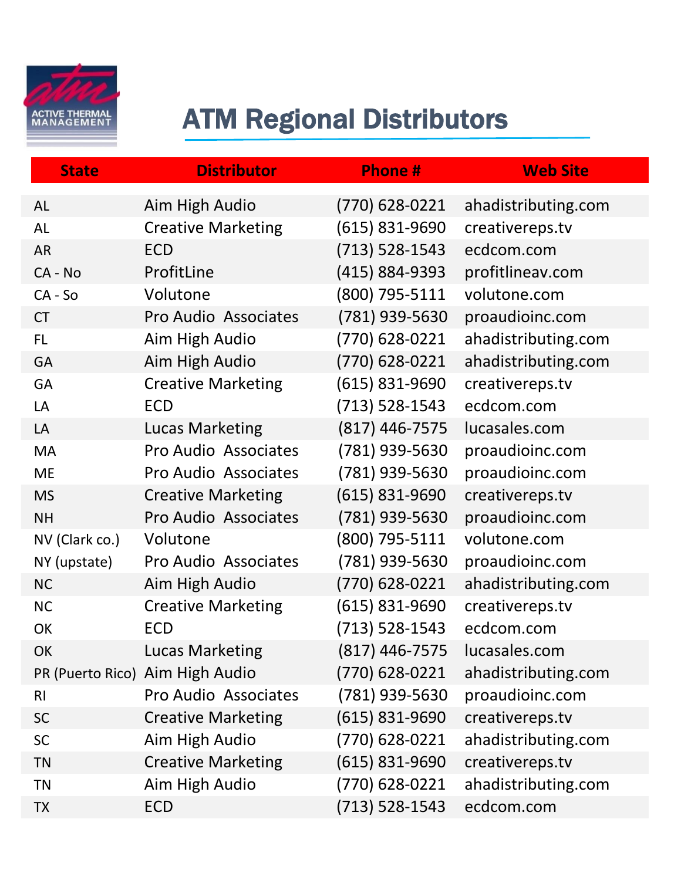ACTIVE THERMAL MANAGEMENT

# ATM Regional Distributors

| State | Distributor | Phone # | Web Site |
|---|---|---|---|
| AL | Aim High Audio | (770) 628-0221 | ahadistributing.com |
| AL | Creative Marketing | (615) 831-9690 | creativereps.tv |
| AR | ECD | (713) 528-1543 | ecdcom.com |
| CA - No | ProfitLine | (415) 884-9393 | profitlineav.com |
| CA - So | Volutone | (800) 795-5111 | volutone.com |
| CT | Pro Audio Associates | (781) 939-5630 | proaudioinc.com |
| FL | Aim High Audio | (770) 628-0221 | ahadistributing.com |
| GA | Aim High Audio | (770) 628-0221 | ahadistributing.com |
| GA | Creative Marketing | (615) 831-9690 | creativereps.tv |
| LA | ECD | (713) 528-1543 | ecdcom.com |
| LA | Lucas Marketing | (817) 446-7575 | lucasales.com |
| MA | Pro Audio Associates | (781) 939-5630 | proaudioinc.com |
| ME | Pro Audio Associates | (781) 939-5630 | proaudioinc.com |
| MS | Creative Marketing | (615) 831-9690 | creativereps.tv |
| NH | Pro Audio Associates | (781) 939-5630 | proaudioinc.com |
| NV (Clark co.) | Volutone | (800) 795-5111 | volutone.com |
| NY (upstate) | Pro Audio Associates | (781) 939-5630 | proaudioinc.com |
| NC | Aim High Audio | (770) 628-0221 | ahadistributing.com |
| NC | Creative Marketing | (615) 831-9690 | creativereps.tv |
| OK | ECD | (713) 528-1543 | ecdcom.com |
| OK | Lucas Marketing | (817) 446-7575 | lucasales.com |
| PR (Puerto Rico) | Aim High Audio | (770) 628-0221 | ahadistributing.com |
| RI | Pro Audio Associates | (781) 939-5630 | proaudioinc.com |
| SC | Creative Marketing | (615) 831-9690 | creativereps.tv |
| SC | Aim High Audio | (770) 628-0221 | ahadistributing.com |
| TN | Creative Marketing | (615) 831-9690 | creativereps.tv |
| TN | Aim High Audio | (770) 628-0221 | ahadistributing.com |
| TX | ECD | (713) 528-1543 | ecdcom.com |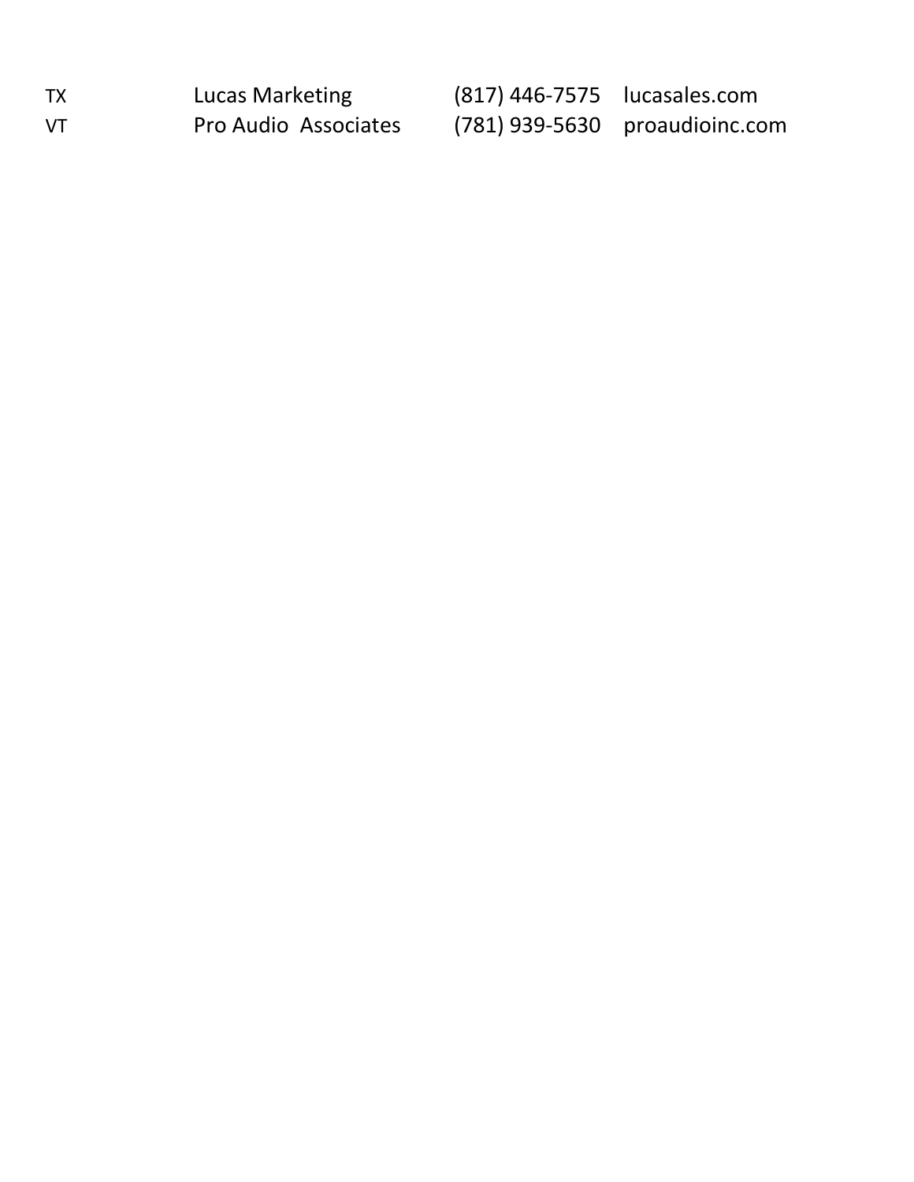| | | | |
|---|---|---|---|
| TX | Lucas Marketing | (817) 446-7575 | lucasales.com |
| VT | Pro Audio  Associates | (781) 939-5630 | proaudioinc.com |